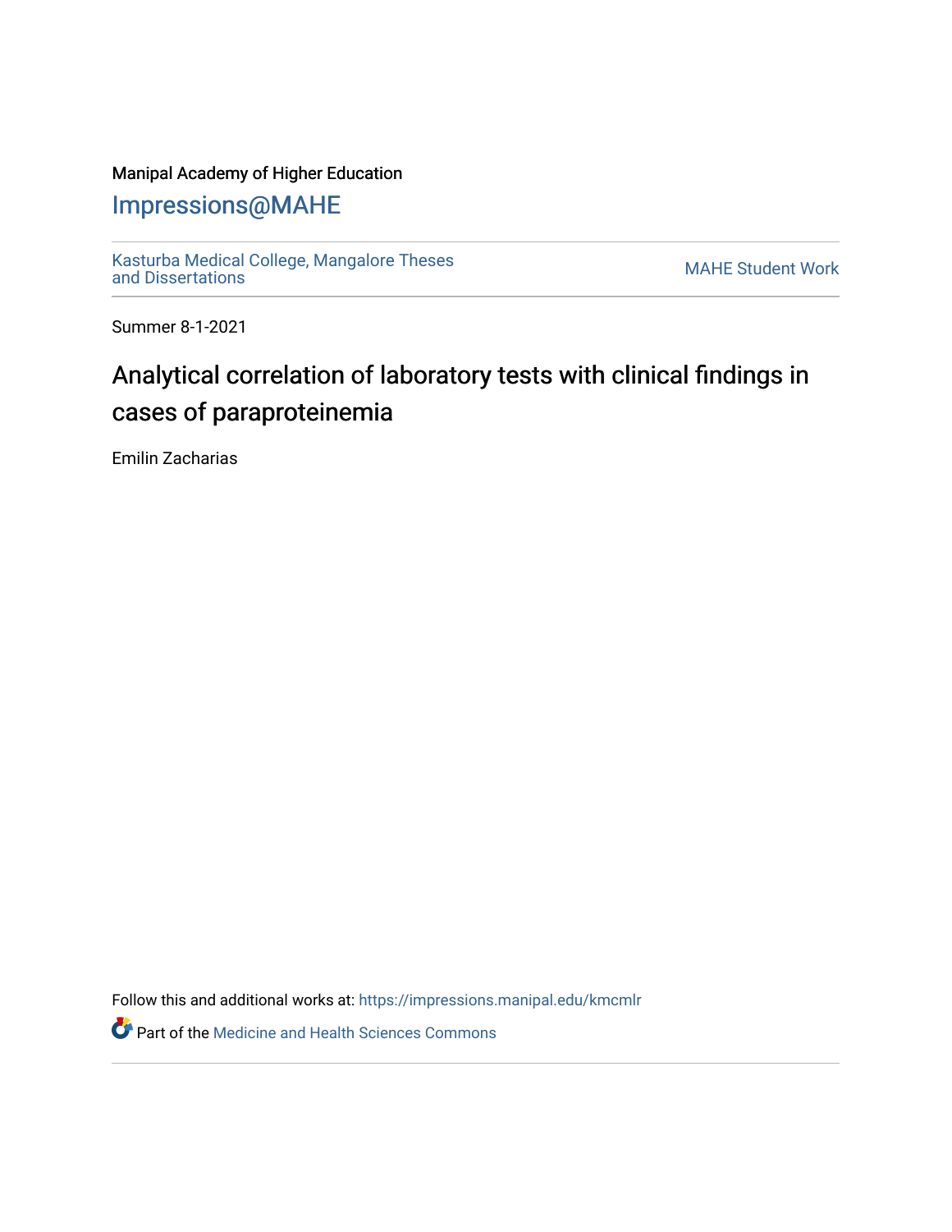Manipal Academy of Higher Education

# Impressions@MAHE

Kasturba Medical College, Mangalore Theses and Dissertations

MAHE Student Work

Summer 8-1-2021

## Analytical correlation of laboratory tests with clinical findings in cases of paraproteinemia

Emilin Zacharias

Follow this and additional works at: https://impressions.manipal.edu/kmcmlr

Part of the Medicine and Health Sciences Commons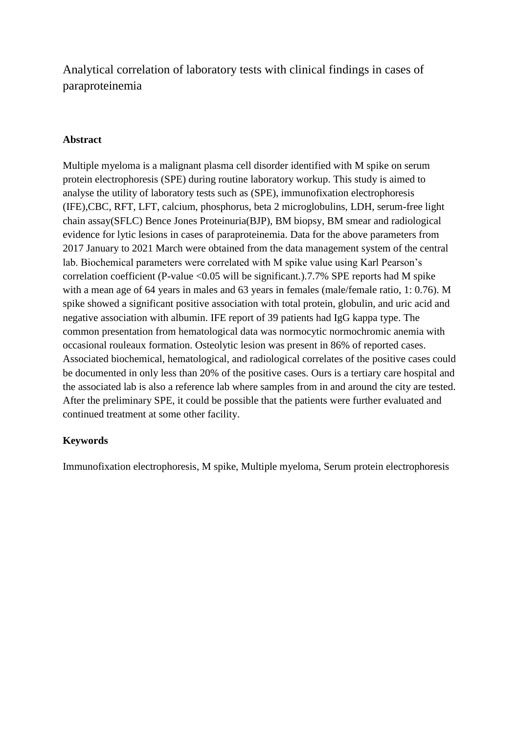# Analytical correlation of laboratory tests with clinical findings in cases of paraproteinemia

## Abstract

Multiple myeloma is a malignant plasma cell disorder identified with M spike on serum protein electrophoresis (SPE) during routine laboratory workup. This study is aimed to analyse the utility of laboratory tests such as (SPE), immunofixation electrophoresis (IFE),CBC, RFT, LFT, calcium, phosphorus, beta 2 microglobulins, LDH, serum-free light chain assay(SFLC) Bence Jones Proteinuria(BJP), BM biopsy, BM smear and radiological evidence for lytic lesions in cases of paraproteinemia. Data for the above parameters from 2017 January to 2021 March were obtained from the data management system of the central lab. Biochemical parameters were correlated with M spike value using Karl Pearson's correlation coefficient (P-value <0.05 will be significant.).7.7% SPE reports had M spike with a mean age of 64 years in males and 63 years in females (male/female ratio, 1: 0.76). M spike showed a significant positive association with total protein, globulin, and uric acid and negative association with albumin. IFE report of 39 patients had IgG kappa type. The common presentation from hematological data was normocytic normochromic anemia with occasional rouleaux formation. Osteolytic lesion was present in 86% of reported cases. Associated biochemical, hematological, and radiological correlates of the positive cases could be documented in only less than 20% of the positive cases. Ours is a tertiary care hospital and the associated lab is also a reference lab where samples from in and around the city are tested. After the preliminary SPE, it could be possible that the patients were further evaluated and continued treatment at some other facility.

## Keywords

Immunofixation electrophoresis, M spike, Multiple myeloma, Serum protein electrophoresis